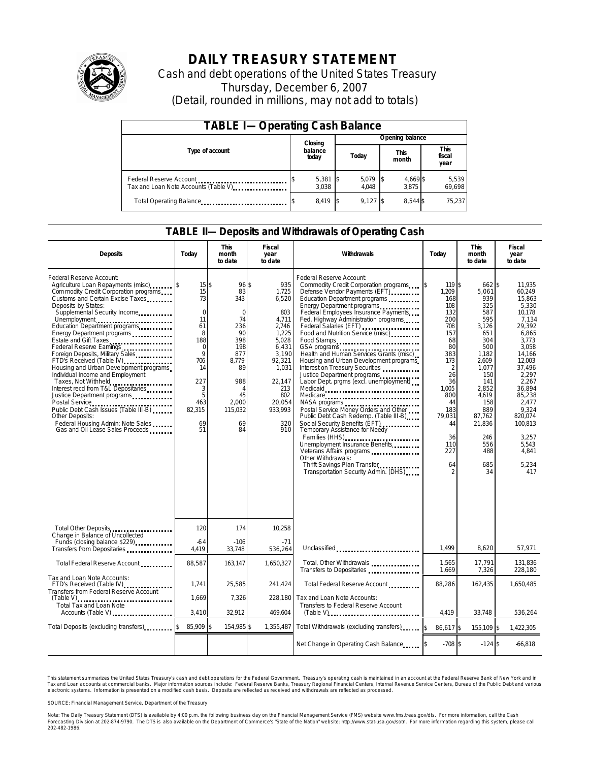# DAILY TREASURY STATEMENT

Cash and debt operations of the United States Treasury

Thursday, December 6, 2007

(Detail, rounded in millions, may not add to totals)

## TABLE I—Operating Cash Balance

| Type of account | Closing balance today | Opening balance Today | Opening balance This month | Opening balance This fiscal year |
|---|---|---|---|---|
| Federal Reserve Account | $ 5,381 | $ 5,079 | $ 4,669 | $ 5,539 |
| Tax and Loan Note Accounts (Table V) | 3,038 | 4,048 | 3,875 | 69,698 |
| Total Operating Balance | $ 8,419 | $ 9,127 | $ 8,544 | $ 75,237 |

## TABLE II—Deposits and Withdrawals of Operating Cash

| Deposits | Today | This month to date | Fiscal year to date | Withdrawals | Today | This month to date | Fiscal year to date |
|---|---|---|---|---|---|---|---|
| Federal Reserve Account: | | | | Federal Reserve Account: | | | |
| Agriculture Loan Repayments (misc) | $ 15 | $ 96 | $ 935 | Commodity Credit Corporation programs | $ 119 | $ 662 | $ 11,935 |
| Commodity Credit Corporation programs | 15 | 83 | 1,725 | Defense Vendor Payments (EFT) | 1,209 | 5,061 | 60,249 |
| Customs and Certain Excise Taxes | 73 | 343 | 6,520 | Education Department programs | 168 | 939 | 15,863 |
| Deposits by States: | | | | Energy Department programs | 108 | 325 | 5,330 |
| Supplemental Security Income | 0 | 0 | 803 | Federal Employees Insurance Payments | 132 | 587 | 10,178 |
| Unemployment | 11 | 74 | 4,711 | Fed. Highway Administration programs | 200 | 595 | 7,134 |
| Education Department programs | 61 | 236 | 2,746 | Federal Salaries (EFT) | 708 | 3,126 | 29,392 |
| Energy Department programs | 8 | 90 | 1,225 | Food and Nutrition Service (misc) | 157 | 651 | 6,865 |
| Estate and Gift Taxes | 188 | 398 | 5,028 | Food Stamps | 68 | 304 | 3,773 |
| Federal Reserve Earnings | 0 | 198 | 6,431 | GSA programs | 80 | 500 | 3,058 |
| Foreign Deposits, Military Sales | 9 | 877 | 3,190 | Health and Human Services Grants (misc) | 383 | 1,182 | 14,166 |
| FTD's Received (Table IV) | 706 | 8,779 | 92,321 | Housing and Urban Development programs | 173 | 2,609 | 12,003 |
| Housing and Urban Development programs | 14 | 89 | 1,031 | Interest on Treasury Securities | 2 | 1,077 | 37,496 |
| Individual Income and Employment Taxes, Not Withheld | 227 | 988 | 22,147 | Justice Department programs | 26 | 150 | 2,297 |
| Interest recd from T&L Depositaries | 3 | 4 | 213 | Labor Dept. prgms (excl. unemployment) | 36 | 141 | 2,267 |
| Justice Department programs | 5 | 45 | 802 | Medicaid | 1,005 | 2,852 | 36,894 |
| Postal Service | 463 | 2,000 | 20,054 | Medicare | 800 | 4,619 | 85,238 |
| Public Debt Cash Issues (Table III-B) | 82,315 | 115,032 | 933,993 | NASA programs | 44 | 158 | 2,477 |
| Other Deposits: | | | | Postal Service Money Orders and Other | 183 | 889 | 9,324 |
| Federal Housing Admin: Note Sales | 69 | 69 | 320 | Public Debt Cash Redemp. (Table III-B) | 79,031 | 87,762 | 820,074 |
| Gas and Oil Lease Sales Proceeds | 51 | 84 | 910 | Social Security Benefits (EFT) | 44 | 21,836 | 100,813 |
| | | | | Temporary Assistance for Needy Families (HHS) | 36 | 246 | 3,257 |
| | | | | Unemployment Insurance Benefits | 110 | 556 | 5,543 |
| | | | | Veterans Affairs programs | 227 | 488 | 4,841 |
| | | | | Other Withdrawals: | | | |
| | | | | Thrift Savings Plan Transfer | 64 | 685 | 5,234 |
| | | | | Transportation Security Admin. (DHS) | 2 | 34 | 417 |
| Total Other Deposits | 120 | 174 | 10,258 | | | | |
| Change in Balance of Uncollected Funds (closing balance $229) | -64 | -106 | -71 | | | | |
| Transfers from Depositaries | 4,419 | 33,748 | 536,264 | Unclassified | 1,499 | 8,620 | 57,971 |
| Total Federal Reserve Account | 88,587 | 163,147 | 1,650,327 | Total, Other Withdrawals | 1,565 | 17,791 | 131,836 |
| | | | | Transfers to Depositaries | 1,669 | 7,326 | 228,180 |
| Tax and Loan Note Accounts: | | | | | | | |
| FTD's Received (Table IV) | 1,741 | 25,585 | 241,424 | Total Federal Reserve Account | 88,286 | 162,435 | 1,650,485 |
| Transfers from Federal Reserve Account (Table V) | 1,669 | 7,326 | 228,180 | Tax and Loan Note Accounts: | | | |
| Total Tax and Loan Note Accounts (Table V) | 3,410 | 32,912 | 469,604 | Transfers to Federal Reserve Account (Table V) | 4,419 | 33,748 | 536,264 |
| Total Deposits (excluding transfers) | $ 85,909 | $ 154,985 | $ 1,355,487 | Total Withdrawals (excluding transfers) | $ 86,617 | $ 155,109 | $ 1,422,305 |
| | | | | Net Change in Operating Cash Balance | $ -708 | $ -124 | $ -66,818 |

This statement summarizes the United States Treasury's cash and debt operations for the Federal Government. Treasury's operating cash is maintained in an account at the Federal Reserve Bank of New York and in Tax and Loan accounts at commercial banks. Major information sources include: Federal Reserve Banks, Treasury Regional Financial Centers, Internal Revenue Service Centers, Bureau of the Public Debt and various electronic systems. Information is presented on a modified cash basis. Deposits are reflected as received and withdrawals are reflected as processed.

SOURCE: Financial Management Service, Department of the Treasury

Note: The Daily Treasury Statement (DTS) is available by 4:00 p.m. the following business day on the Financial Management Service (FMS) website www.fms.treas.gov/dts. For more information, call the Cash Forecasting Division at 202-874-9790. The DTS is also available on the Department of Commerce's "State of the Nation" website: http://www.stat-usa.gov/sotn. For more information regarding this system, please call 202-482-1986.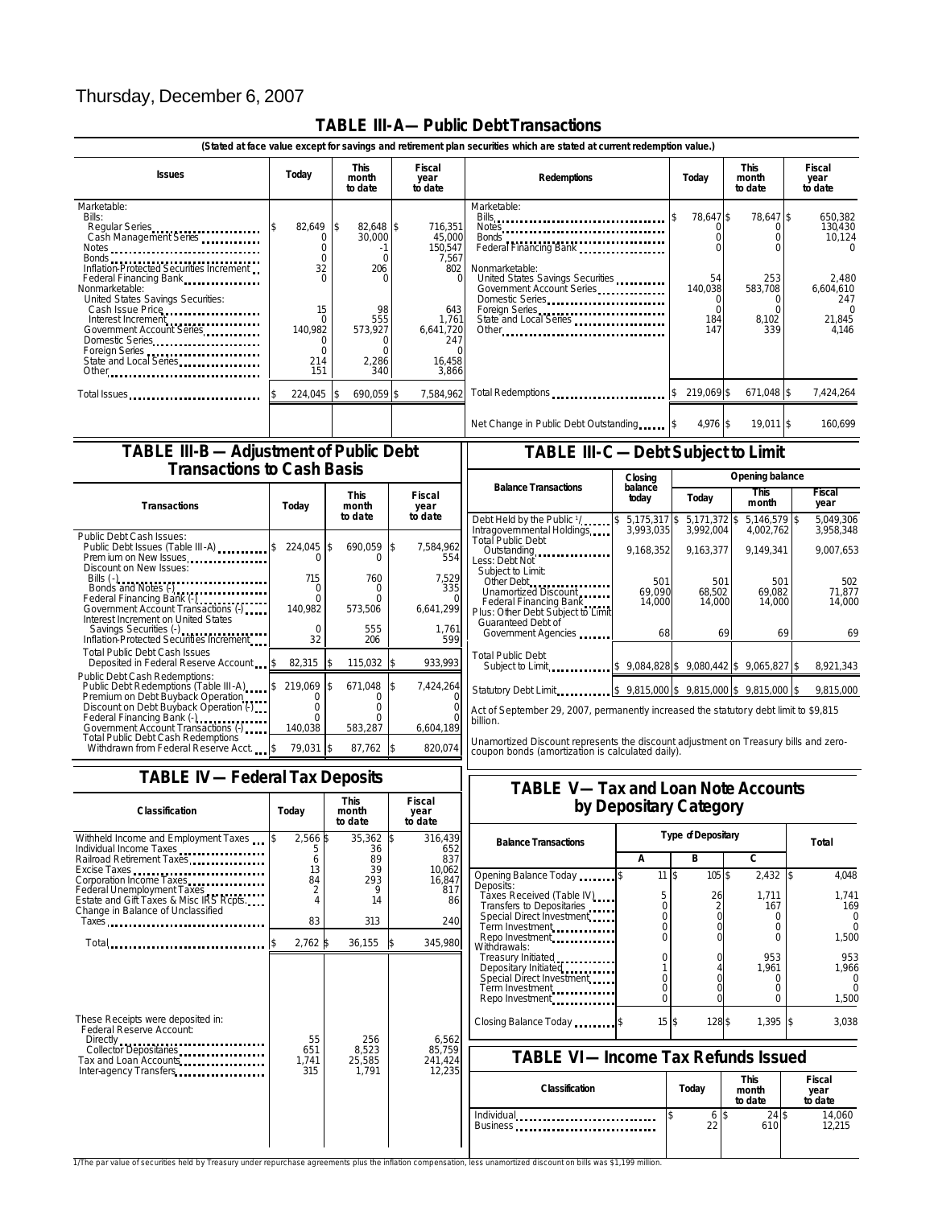Thursday, December 6, 2007

## TABLE III-A— Public Debt Transactions

(Stated at face value except for savings and retirement plan securities which are stated at current redemption value.)

| Issues | Today | This month to date | Fiscal year to date |
|---|---|---|---|
| Marketable: | | | |
| Bills: | | | |
| Regular Series | $ 82,649 | $ 82,648 | $ 716,351 |
| Cash Management Series | 0 | 30,000 | 45,000 |
| Notes | 0 | -1 | 150,547 |
| Bonds | 0 | 0 | 7,567 |
| Inflation-Protected Securities Increment | 32 | 206 | 802 |
| Federal Financing Bank | 0 | 0 | 0 |
| Nonmarketable: | | | |
| United States Savings Securities: | | | |
| Cash Issue Price | 15 | 98 | 643 |
| Interest Increment | 0 | 555 | 1,761 |
| Government Account Series | 140,982 | 573,927 | 6,641,720 |
| Domestic Series | 0 | 0 | 247 |
| Foreign Series | 0 | 0 | 0 |
| State and Local Series | 214 | 2,286 | 16,458 |
| Other | 151 | 340 | 3,866 |
| Total Issues | $ 224,045 | $ 690,059 | $ 7,584,962 |

| Redemptions | Today | This month to date | Fiscal year to date |
|---|---|---|---|
| Marketable: | | | |
| Bills | $ 78,647 | $ 78,647 | $ 650,382 |
| Notes | 0 | 0 | 130,430 |
| Bonds | 0 | 0 | 10,124 |
| Federal Financing Bank | 0 | 0 | 0 |
| Nonmarketable: | | | |
| United States Savings Securities | 54 | 253 | 2,480 |
| Government Account Series | 140,038 | 583,708 | 6,604,610 |
| Domestic Series | 0 | 0 | 247 |
| Foreign Series | 0 | 0 | 0 |
| State and Local Series | 184 | 8,102 | 21,845 |
| Other | 147 | 339 | 4,146 |
| Total Redemptions | $ 219,069 | $ 671,048 | $ 7,424,264 |
| Net Change in Public Debt Outstanding | $ 4,976 | $ 19,011 | $ 160,699 |

## TABLE III-B — Adjustment of Public Debt Transactions to Cash Basis

| Transactions | Today | This month to date | Fiscal year to date |
|---|---|---|---|
| Public Debt Cash Issues: | | | |
| Public Debt Issues (Table III-A) | $ 224,045 | $ 690,059 | $ 7,584,962 |
| Premium on New Issues | 0 | 0 | 554 |
| Discount on New Issues: | | | |
| Bills (-) | 715 | 760 | 7,529 |
| Bonds and Notes (-) | 0 | 0 | 335 |
| Federal Financing Bank (-) | 0 | 0 | 0 |
| Government Account Transactions (-) | 140,982 | 573,506 | 6,641,299 |
| Interest Increment on United States Savings Securities (-) | 0 | 555 | 1,761 |
| Inflation-Protected Securities Increment | 32 | 206 | 599 |
| Total Public Debt Cash Issues Deposited in Federal Reserve Account | $ 82,315 | $ 115,032 | $ 933,993 |
| Public Debt Cash Redemptions: | | | |
| Public Debt Redemptions (Table III-A) | $ 219,069 | $ 671,048 | $ 7,424,264 |
| Premium on Debt Buyback Operation | 0 | 0 | 0 |
| Discount on Debt Buyback Operation (-) | 0 | 0 | 0 |
| Federal Financing Bank (-) | 0 | 0 | 0 |
| Government Account Transactions (-) | 140,038 | 583,287 | 6,604,189 |
| Total Public Debt Cash Redemptions Withdrawn from Federal Reserve Acct. | $ 79,031 | $ 87,762 | $ 820,074 |

## TABLE III-C — Debt Subject to Limit

| Balance Transactions | Closing balance today | Opening balance Today | Opening balance This month | Opening balance Fiscal year |
|---|---|---|---|---|
| Debt Held by the Public [1] | $ 5,175,317 | $ 5,171,372 | $ 5,146,579 | $ 5,049,306 |
| Intragovernmental Holdings | 3,993,035 | 3,992,004 | 4,002,762 | 3,958,348 |
| Total Public Debt Outstanding | 9,168,352 | 9,163,377 | 9,149,341 | 9,007,653 |
| Less: Debt Not Subject to Limit: | | | | |
| Other Debt | 501 | 501 | 501 | 502 |
| Unamortized Discount | 69,090 | 68,502 | 69,082 | 71,877 |
| Federal Financing Bank | 14,000 | 14,000 | 14,000 | 14,000 |
| Plus: Other Debt Subject to Limit | | | | |
| Guaranteed Debt of Government Agencies | 68 | 69 | 69 | 69 |
| Total Public Debt Subject to Limit | $ 9,084,828 | $ 9,080,442 | $ 9,065,827 | $ 8,921,343 |
| Statutory Debt Limit | $ 9,815,000 | $ 9,815,000 | $ 9,815,000 | $ 9,815,000 |

Act of September 29, 2007, permanently increased the statutory debt limit to $9,815 billion.

Unamortized Discount represents the discount adjustment on Treasury bills and zero-coupon bonds (amortization is calculated daily).

## TABLE IV — Federal Tax Deposits

| Classification | Today | This month to date | Fiscal year to date |
|---|---|---|---|
| Withheld Income and Employment Taxes | $ 2,566 | $ 35,362 | $ 316,439 |
| Individual Income Taxes | 5 | 36 | 652 |
| Railroad Retirement Taxes | 6 | 89 | 837 |
| Excise Taxes | 13 | 39 | 10,062 |
| Corporation Income Taxes | 84 | 293 | 16,847 |
| Federal Unemployment Taxes | 2 | 9 | 817 |
| Estate and Gift Taxes & Misc IRS Rcpts. | 4 | 14 | 86 |
| Change in Balance of Unclassified Taxes | 83 | 313 | 240 |
| Total | $ 2,762 | $ 36,155 | $ 345,980 |
| These Receipts were deposited in: | | | |
| Federal Reserve Account: | | | |
| Directly | 55 | 256 | 6,562 |
| Collector Depositaries | 651 | 8,523 | 85,759 |
| Tax and Loan Accounts | 1,741 | 25,585 | 241,424 |
| Inter-agency Transfers | 315 | 1,791 | 12,235 |

## TABLE V — Tax and Loan Note Accounts by Depositary Category

| Balance Transactions | Type of Depositary A | B | C | Total |
|---|---|---|---|---|
| Opening Balance Today | $ 11 | $ 105 | $ 2,432 | $ 4,048 |
| Deposits: | | | | |
| Taxes Received (Table IV) | 5 | 26 | 1,711 | 1,741 |
| Transfers to Depositaries | 0 | 2 | 167 | 169 |
| Special Direct Investment | 0 | 0 | 0 | 0 |
| Term Investment | 0 | 0 | 0 | 0 |
| Repo Investment | 0 | 0 | 0 | 1,500 |
| Withdrawals: | | | | |
| Treasury Initiated | 0 | 0 | 953 | 953 |
| Depositary Initiated | 1 | 4 | 1,961 | 1,966 |
| Special Direct Investment | 0 | 0 | 0 | 0 |
| Term Investment | 0 | 0 | 0 | 0 |
| Repo Investment | 0 | 0 | 0 | 1,500 |
| Closing Balance Today | $ 15 | $ 128 | $ 1,395 | $ 3,038 |

## TABLE VI — Income Tax Refunds Issued

| Classification | Today | This month to date | Fiscal year to date |
|---|---|---|---|
| Individual | $ 6 | $ 24 | $ 14,060 |
| Business | 22 | 610 | 12,215 |

1/The par value of securities held by Treasury under repurchase agreements plus the inflation compensation, less unamortized discount on bills was $1,199 million.